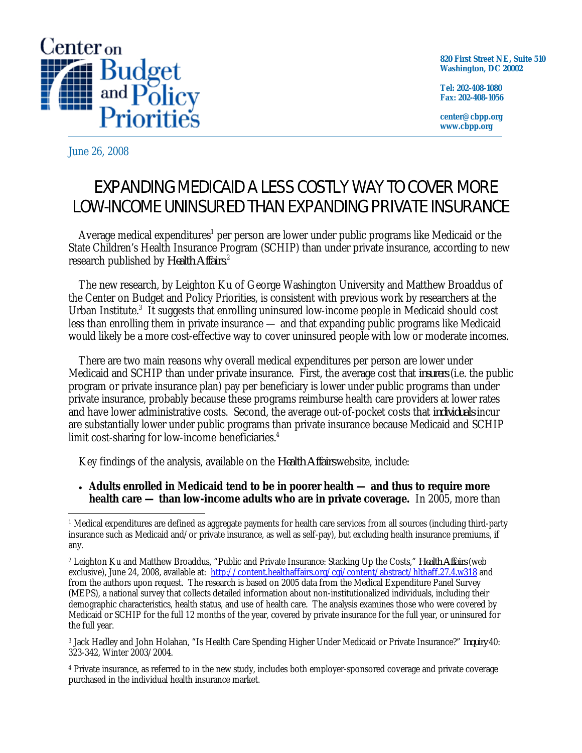Center on Budget and Policy Priorities

820 First Street NE, Suite 510
Washington, DC 20002

Tel: 202-408-1080
Fax: 202-408-1056

center@cbpp.org
www.cbpp.org

June 26, 2008

# EXPANDING MEDICAID A LESS COSTLY WAY TO COVER MORE LOW-INCOME UNINSURED THAN EXPANDING PRIVATE INSURANCE

Average medical expenditures[1] per person are lower under public programs like Medicaid or the State Children's Health Insurance Program (SCHIP) than under private insurance, according to new research published by *Health Affairs*.[2]

The new research, by Leighton Ku of George Washington University and Matthew Broaddus of the Center on Budget and Policy Priorities, is consistent with previous work by researchers at the Urban Institute.[3] It suggests that enrolling uninsured low-income people in Medicaid should cost less than enrolling them in private insurance — and that expanding public programs like Medicaid would likely be a more cost-effective way to cover uninsured people with low or moderate incomes.

There are two main reasons why overall medical expenditures per person are lower under Medicaid and SCHIP than under private insurance. First, the average cost that *insurers* (i.e. the public program or private insurance plan) pay per beneficiary is lower under public programs than under private insurance, probably because these programs reimburse health care providers at lower rates and have lower administrative costs. Second, the average out-of-pocket costs that *individuals* incur are substantially lower under public programs than private insurance because Medicaid and SCHIP limit cost-sharing for low-income beneficiaries.[4]

Key findings of the analysis, available on the *Health Affairs* website, include:

- **Adults enrolled in Medicaid tend to be in poorer health — and thus to require more health care — than low-income adults who are in private coverage.** In 2005, more than

---

[1] Medical expenditures are defined as aggregate payments for health care services from all sources (including third-party insurance such as Medicaid and/or private insurance, as well as self-pay), but excluding health insurance premiums, if any.

[2] Leighton Ku and Matthew Broaddus, "Public and Private Insurance: Stacking Up the Costs," *Health Affairs* (web exclusive), June 24, 2008, available at: http://content.healthaffairs.org/cgi/content/abstract/hlthaff.27.4.w318 and from the authors upon request. The research is based on 2005 data from the Medical Expenditure Panel Survey (MEPS), a national survey that collects detailed information about non-institutionalized individuals, including their demographic characteristics, health status, and use of health care. The analysis examines those who were covered by Medicaid or SCHIP for the full 12 months of the year, covered by private insurance for the full year, or uninsured for the full year.

[3] Jack Hadley and John Holahan, "Is Health Care Spending Higher Under Medicaid or Private Insurance?" *Inquiry* 40: 323-342, Winter 2003/2004.

[4] Private insurance, as referred to in the new study, includes both employer-sponsored coverage and private coverage purchased in the individual health insurance market.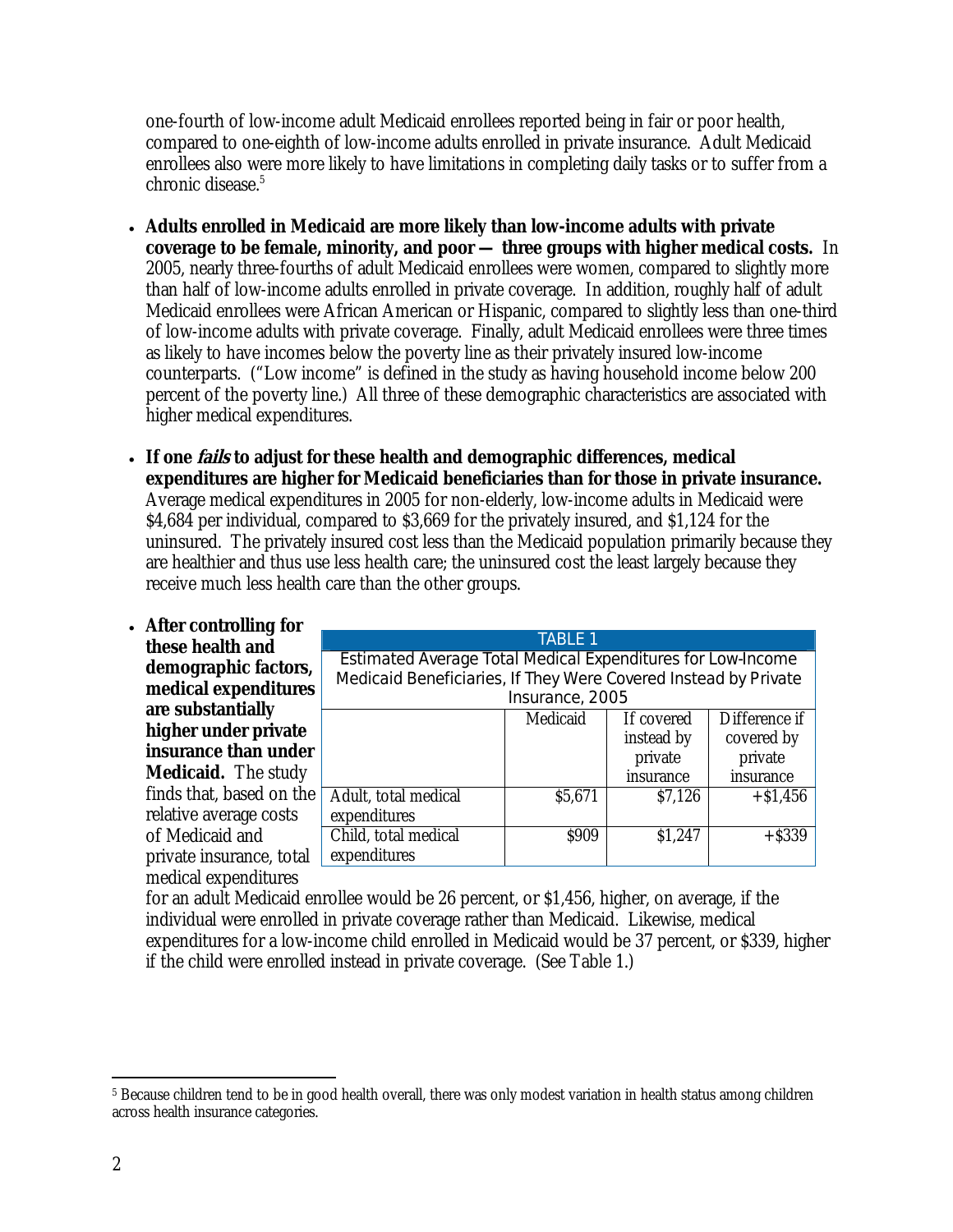one-fourth of low-income adult Medicaid enrollees reported being in fair or poor health, compared to one-eighth of low-income adults enrolled in private insurance. Adult Medicaid enrollees also were more likely to have limitations in completing daily tasks or to suffer from a chronic disease.[5]

- **Adults enrolled in Medicaid are more likely than low-income adults with private coverage to be female, minority, and poor — three groups with higher medical costs.** In 2005, nearly three-fourths of adult Medicaid enrollees were women, compared to slightly more than half of low-income adults enrolled in private coverage. In addition, roughly half of adult Medicaid enrollees were African American or Hispanic, compared to slightly less than one-third of low-income adults with private coverage. Finally, adult Medicaid enrollees were three times as likely to have incomes below the poverty line as their privately insured low-income counterparts. ("Low income" is defined in the study as having household income below 200 percent of the poverty line.) All three of these demographic characteristics are associated with higher medical expenditures.

- **If one *fails* to adjust for these health and demographic differences, medical expenditures are higher for Medicaid beneficiaries than for those in private insurance.** Average medical expenditures in 2005 for non-elderly, low-income adults in Medicaid were $4,684 per individual, compared to $3,669 for the privately insured, and $1,124 for the uninsured. The privately insured cost less than the Medicaid population primarily because they are healthier and thus use less health care; the uninsured cost the least largely because they receive much less health care than the other groups.

- **After controlling for these health and demographic factors, medical expenditures are substantially higher under private insurance than under Medicaid.** The study finds that, based on the relative average costs of Medicaid and private insurance, total medical expenditures for an adult Medicaid enrollee would be 26 percent, or $1,456, higher, on average, if the individual were enrolled in private coverage rather than Medicaid. Likewise, medical expenditures for a low-income child enrolled in Medicaid would be 37 percent, or $339, higher if the child were enrolled instead in private coverage. (See Table 1.)

**TABLE 1**

**Estimated Average Total Medical Expenditures for Low-Income Medicaid Beneficiaries, If They Were Covered Instead by Private Insurance, 2005**

| | Medicaid | If covered instead by private insurance | Difference if covered by private insurance |
|---|---|---|---|
| Adult, total medical expenditures | $5,671 | $7,126 | +$1,456 |
| Child, total medical expenditures | $909 | $1,247 | +$339 |

[5] Because children tend to be in good health overall, there was only modest variation in health status among children across health insurance categories.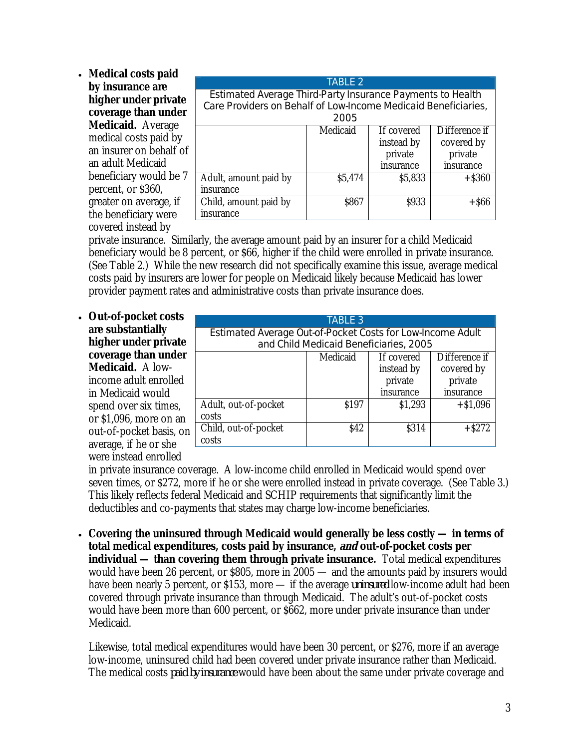- **Medical costs paid by insurance are higher under private coverage than under Medicaid.** Average medical costs paid by an insurer on behalf of an adult Medicaid beneficiary would be 7 percent, or $360, greater on average, if the beneficiary were covered instead by private insurance. Similarly, the average amount paid by an insurer for a child Medicaid beneficiary would be 8 percent, or $66, higher if the child were enrolled in private insurance. (See Table 2.) While the new research did not specifically examine this issue, average medical costs paid by insurers are lower for people on Medicaid likely because Medicaid has lower provider payment rates and administrative costs than private insurance does.

TABLE 2

Estimated Average Third-Party Insurance Payments to Health Care Providers on Behalf of Low-Income Medicaid Beneficiaries, 2005

| | Medicaid | If covered instead by private insurance | Difference if covered by private insurance |
|---|---|---|---|
| Adult, amount paid by insurance | $5,474 | $5,833 | +$360 |
| Child, amount paid by insurance | $867 | $933 | +$66 |

- **Out-of-pocket costs are substantially higher under private coverage than under Medicaid.** A low-income adult enrolled in Medicaid would spend over six times, or $1,096, more on an out-of-pocket basis, on average, if he or she were instead enrolled in private insurance coverage. A low-income child enrolled in Medicaid would spend over seven times, or $272, more if he or she were enrolled instead in private coverage. (See Table 3.) This likely reflects federal Medicaid and SCHIP requirements that significantly limit the deductibles and co-payments that states may charge low-income beneficiaries.

TABLE 3

Estimated Average Out-of-Pocket Costs for Low-Income Adult and Child Medicaid Beneficiaries, 2005

| | Medicaid | If covered instead by private insurance | Difference if covered by private insurance |
|---|---|---|---|
| Adult, out-of-pocket costs | $197 | $1,293 | +$1,096 |
| Child, out-of-pocket costs | $42 | $314 | +$272 |

- **Covering the uninsured through Medicaid would generally be less costly — in terms of total medical expenditures, costs paid by insurance, *and* out-of-pocket costs per individual — than covering them through private insurance.** Total medical expenditures would have been 26 percent, or $805, more in 2005 — and the amounts paid by insurers would have been nearly 5 percent, or $153, more — if the average *uninsured* low-income adult had been covered through private insurance than through Medicaid. The adult's out-of-pocket costs would have been more than 600 percent, or $662, more under private insurance than under Medicaid.

  Likewise, total medical expenditures would have been 30 percent, or $276, more if an average low-income, uninsured child had been covered under private insurance rather than Medicaid. The medical costs *paid by insurance* would have been about the same under private coverage and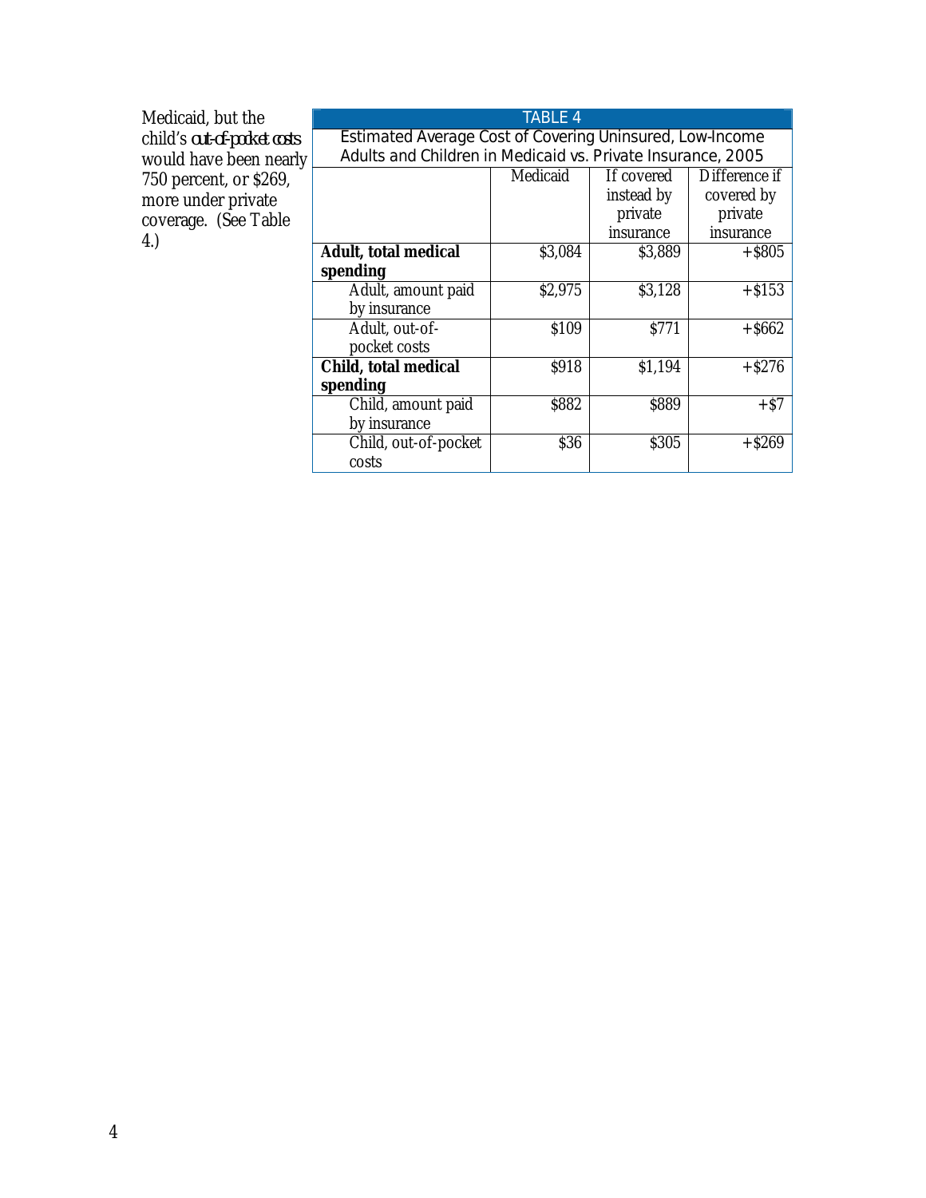Medicaid, but the child's *out-of-pocket costs* would have been nearly 750 percent, or $269, more under private coverage. (See Table 4.)

TABLE 4

Estimated Average Cost of Covering Uninsured, Low-Income Adults and Children in Medicaid vs. Private Insurance, 2005

| | Medicaid | If covered instead by private insurance | Difference if covered by private insurance |
|---|---|---|---|
| **Adult, total medical spending** | $3,084 | $3,889 | +$805 |
| Adult, amount paid by insurance | $2,975 | $3,128 | +$153 |
| Adult, out-of-pocket costs | $109 | $771 | +$662 |
| **Child, total medical spending** | $918 | $1,194 | +$276 |
| Child, amount paid by insurance | $882 | $889 | +$7 |
| Child, out-of-pocket costs | $36 | $305 | +$269 |